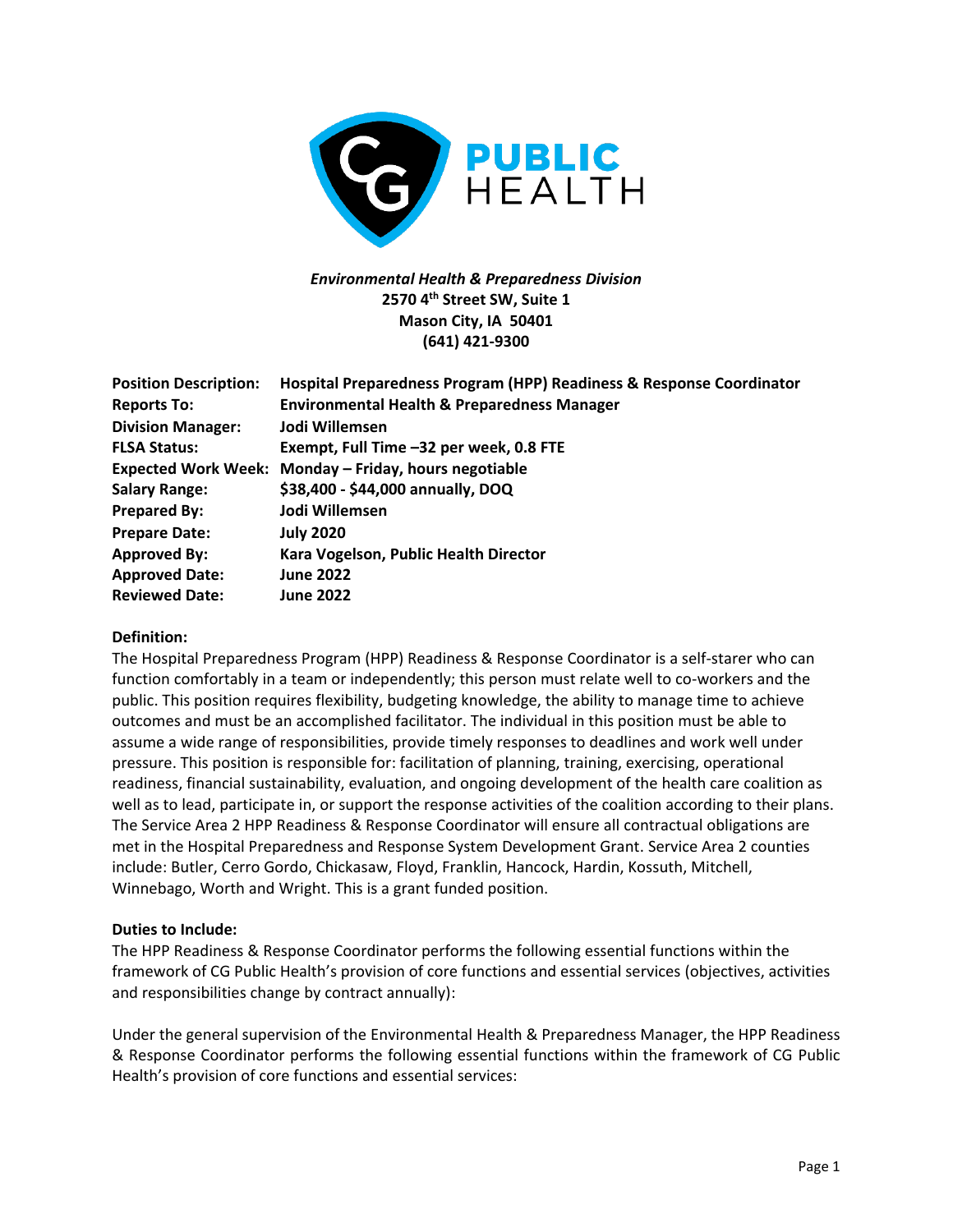*Environmental Health & Preparedness Division*
**2570 4th Street SW, Suite 1**
**Mason City, IA 50401**
**(641) 421-9300**

| | |
|---|---|
| **Position Description:** | **Hospital Preparedness Program (HPP) Readiness & Response Coordinator** |
| **Reports To:** | **Environmental Health & Preparedness Manager** |
| **Division Manager:** | **Jodi Willemsen** |
| **FLSA Status:** | **Exempt, Full Time –32 per week, 0.8 FTE** |
| **Expected Work Week:** | **Monday – Friday, hours negotiable** |
| **Salary Range:** | **$38,400 - $44,000 annually, DOQ** |
| **Prepared By:** | **Jodi Willemsen** |
| **Prepare Date:** | **July 2020** |
| **Approved By:** | **Kara Vogelson, Public Health Director** |
| **Approved Date:** | **June 2022** |
| **Reviewed Date:** | **June 2022** |

**Definition:**

The Hospital Preparedness Program (HPP) Readiness & Response Coordinator is a self-starer who can function comfortably in a team or independently; this person must relate well to co-workers and the public. This position requires flexibility, budgeting knowledge, the ability to manage time to achieve outcomes and must be an accomplished facilitator. The individual in this position must be able to assume a wide range of responsibilities, provide timely responses to deadlines and work well under pressure. This position is responsible for: facilitation of planning, training, exercising, operational readiness, financial sustainability, evaluation, and ongoing development of the health care coalition as well as to lead, participate in, or support the response activities of the coalition according to their plans. The Service Area 2 HPP Readiness & Response Coordinator will ensure all contractual obligations are met in the Hospital Preparedness and Response System Development Grant. Service Area 2 counties include: Butler, Cerro Gordo, Chickasaw, Floyd, Franklin, Hancock, Hardin, Kossuth, Mitchell, Winnebago, Worth and Wright. This is a grant funded position.

**Duties to Include:**

The HPP Readiness & Response Coordinator performs the following essential functions within the framework of CG Public Health's provision of core functions and essential services (objectives, activities and responsibilities change by contract annually):

Under the general supervision of the Environmental Health & Preparedness Manager, the HPP Readiness & Response Coordinator performs the following essential functions within the framework of CG Public Health's provision of core functions and essential services: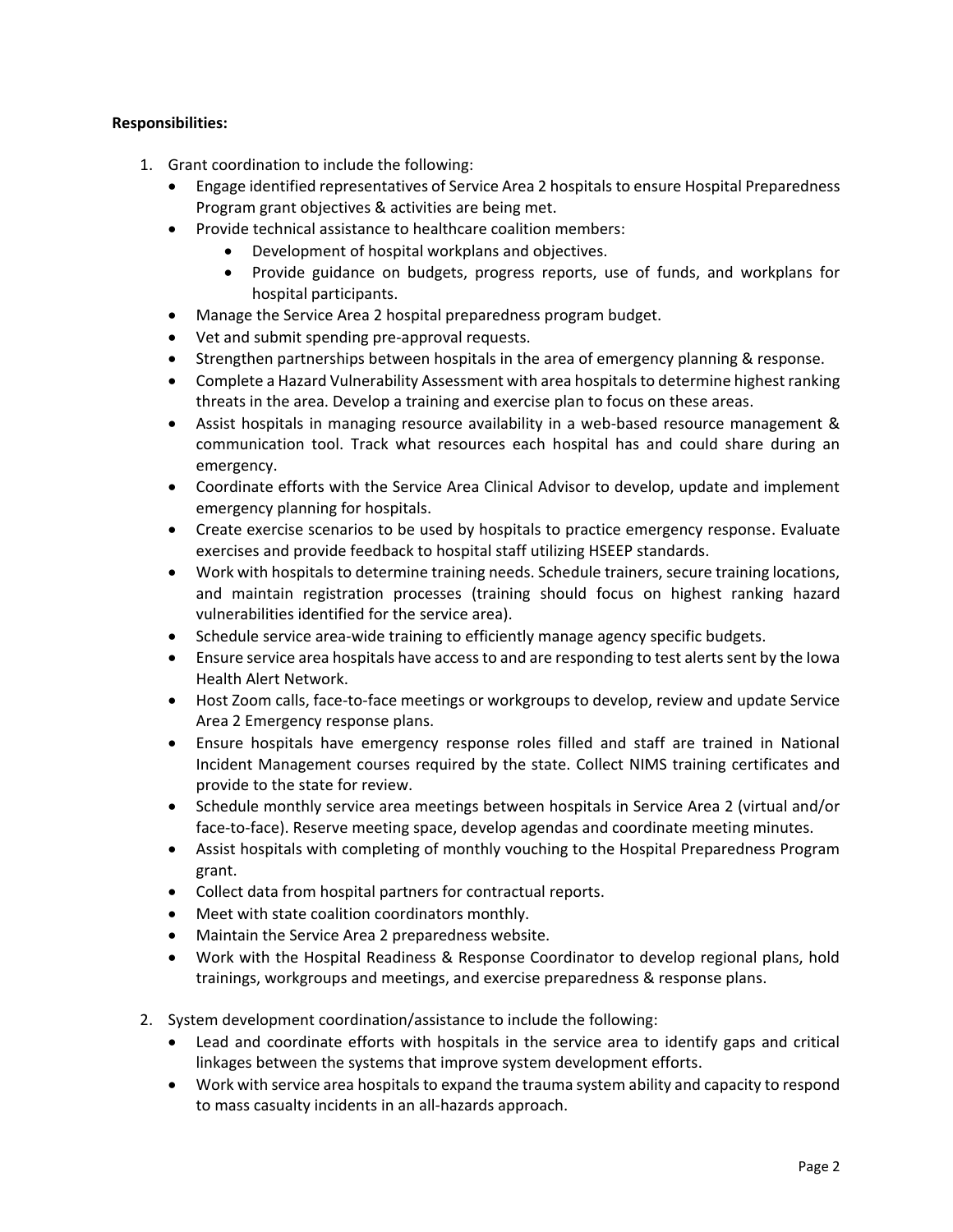**Responsibilities:**

1. Grant coordination to include the following:
   - Engage identified representatives of Service Area 2 hospitals to ensure Hospital Preparedness Program grant objectives & activities are being met.
   - Provide technical assistance to healthcare coalition members:
     - Development of hospital workplans and objectives.
     - Provide guidance on budgets, progress reports, use of funds, and workplans for hospital participants.
   - Manage the Service Area 2 hospital preparedness program budget.
   - Vet and submit spending pre-approval requests.
   - Strengthen partnerships between hospitals in the area of emergency planning & response.
   - Complete a Hazard Vulnerability Assessment with area hospitals to determine highest ranking threats in the area. Develop a training and exercise plan to focus on these areas.
   - Assist hospitals in managing resource availability in a web-based resource management & communication tool. Track what resources each hospital has and could share during an emergency.
   - Coordinate efforts with the Service Area Clinical Advisor to develop, update and implement emergency planning for hospitals.
   - Create exercise scenarios to be used by hospitals to practice emergency response. Evaluate exercises and provide feedback to hospital staff utilizing HSEEP standards.
   - Work with hospitals to determine training needs. Schedule trainers, secure training locations, and maintain registration processes (training should focus on highest ranking hazard vulnerabilities identified for the service area).
   - Schedule service area-wide training to efficiently manage agency specific budgets.
   - Ensure service area hospitals have access to and are responding to test alerts sent by the Iowa Health Alert Network.
   - Host Zoom calls, face-to-face meetings or workgroups to develop, review and update Service Area 2 Emergency response plans.
   - Ensure hospitals have emergency response roles filled and staff are trained in National Incident Management courses required by the state. Collect NIMS training certificates and provide to the state for review.
   - Schedule monthly service area meetings between hospitals in Service Area 2 (virtual and/or face-to-face). Reserve meeting space, develop agendas and coordinate meeting minutes.
   - Assist hospitals with completing of monthly vouching to the Hospital Preparedness Program grant.
   - Collect data from hospital partners for contractual reports.
   - Meet with state coalition coordinators monthly.
   - Maintain the Service Area 2 preparedness website.
   - Work with the Hospital Readiness & Response Coordinator to develop regional plans, hold trainings, workgroups and meetings, and exercise preparedness & response plans.

2. System development coordination/assistance to include the following:
   - Lead and coordinate efforts with hospitals in the service area to identify gaps and critical linkages between the systems that improve system development efforts.
   - Work with service area hospitals to expand the trauma system ability and capacity to respond to mass casualty incidents in an all-hazards approach.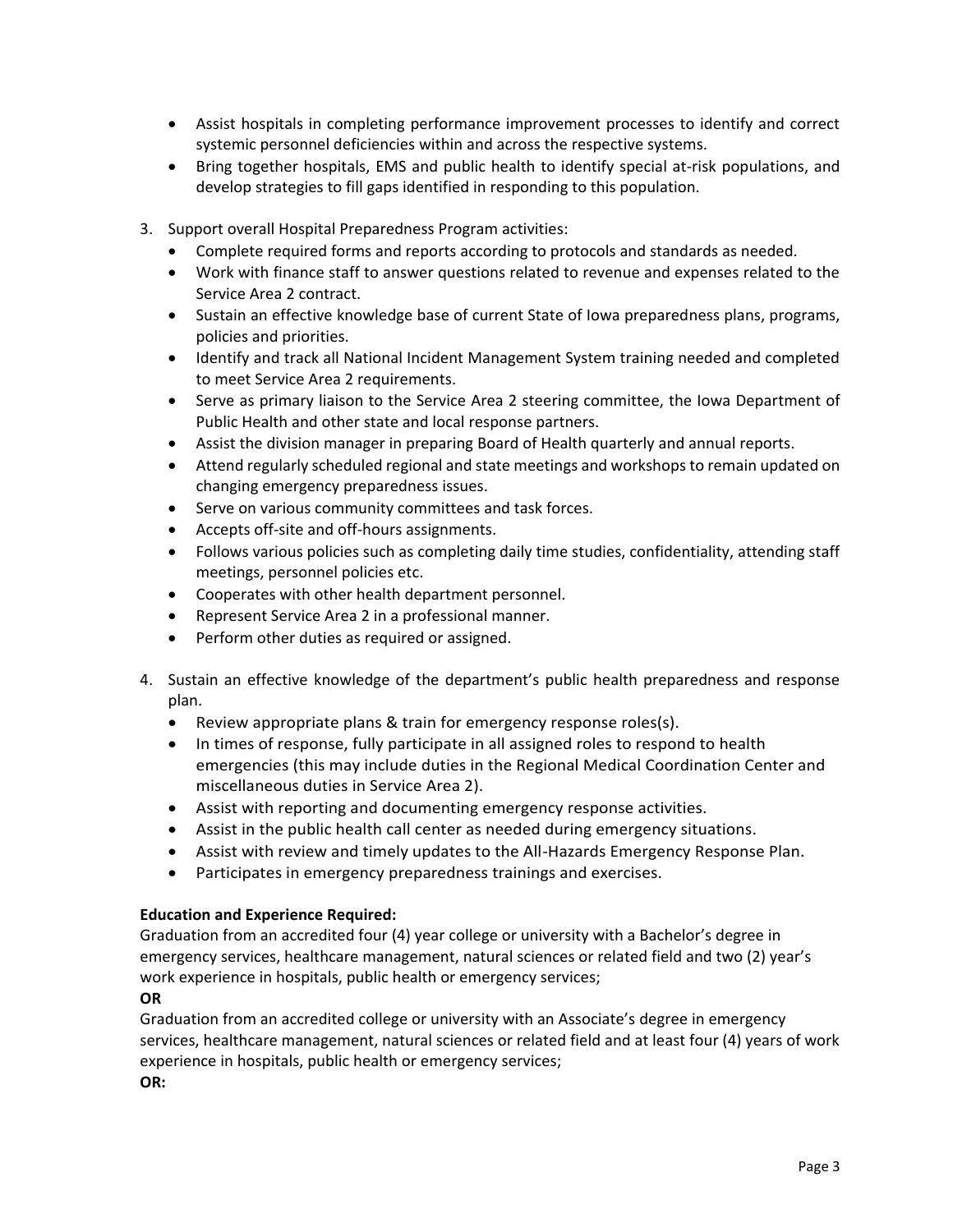- Assist hospitals in completing performance improvement processes to identify and correct systemic personnel deficiencies within and across the respective systems.
- Bring together hospitals, EMS and public health to identify special at-risk populations, and develop strategies to fill gaps identified in responding to this population.

3. Support overall Hospital Preparedness Program activities:
   - Complete required forms and reports according to protocols and standards as needed.
   - Work with finance staff to answer questions related to revenue and expenses related to the Service Area 2 contract.
   - Sustain an effective knowledge base of current State of Iowa preparedness plans, programs, policies and priorities.
   - Identify and track all National Incident Management System training needed and completed to meet Service Area 2 requirements.
   - Serve as primary liaison to the Service Area 2 steering committee, the Iowa Department of Public Health and other state and local response partners.
   - Assist the division manager in preparing Board of Health quarterly and annual reports.
   - Attend regularly scheduled regional and state meetings and workshops to remain updated on changing emergency preparedness issues.
   - Serve on various community committees and task forces.
   - Accepts off-site and off-hours assignments.
   - Follows various policies such as completing daily time studies, confidentiality, attending staff meetings, personnel policies etc.
   - Cooperates with other health department personnel.
   - Represent Service Area 2 in a professional manner.
   - Perform other duties as required or assigned.

4. Sustain an effective knowledge of the department's public health preparedness and response plan.
   - Review appropriate plans & train for emergency response roles(s).
   - In times of response, fully participate in all assigned roles to respond to health emergencies (this may include duties in the Regional Medical Coordination Center and miscellaneous duties in Service Area 2).
   - Assist with reporting and documenting emergency response activities.
   - Assist in the public health call center as needed during emergency situations.
   - Assist with review and timely updates to the All-Hazards Emergency Response Plan.
   - Participates in emergency preparedness trainings and exercises.

**Education and Experience Required:**

Graduation from an accredited four (4) year college or university with a Bachelor's degree in emergency services, healthcare management, natural sciences or related field and two (2) year's work experience in hospitals, public health or emergency services;

**OR**

Graduation from an accredited college or university with an Associate's degree in emergency services, healthcare management, natural sciences or related field and at least four (4) years of work experience in hospitals, public health or emergency services;

**OR:**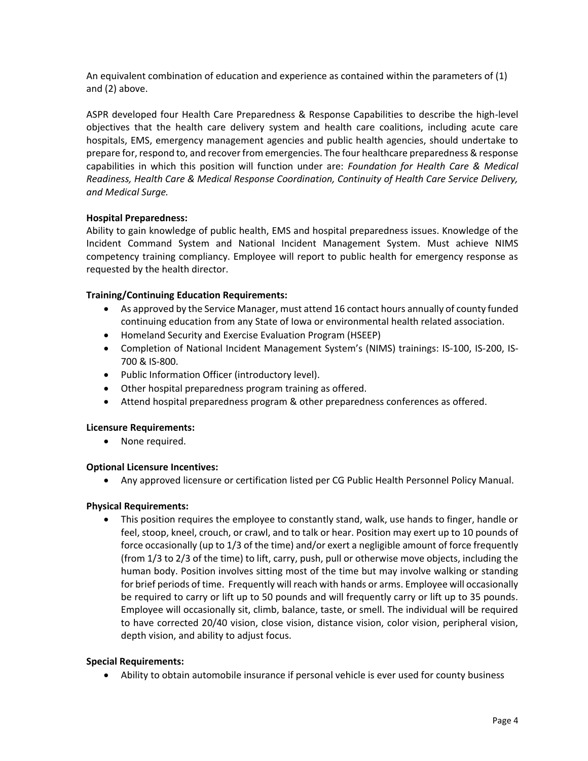An equivalent combination of education and experience as contained within the parameters of (1) and (2) above.

ASPR developed four Health Care Preparedness & Response Capabilities to describe the high-level objectives that the health care delivery system and health care coalitions, including acute care hospitals, EMS, emergency management agencies and public health agencies, should undertake to prepare for, respond to, and recover from emergencies. The four healthcare preparedness & response capabilities in which this position will function under are: *Foundation for Health Care & Medical Readiness, Health Care & Medical Response Coordination, Continuity of Health Care Service Delivery, and Medical Surge.*

**Hospital Preparedness:**
Ability to gain knowledge of public health, EMS and hospital preparedness issues. Knowledge of the Incident Command System and National Incident Management System. Must achieve NIMS competency training compliancy. Employee will report to public health for emergency response as requested by the health director.

**Training/Continuing Education Requirements:**

- As approved by the Service Manager, must attend 16 contact hours annually of county funded continuing education from any State of Iowa or environmental health related association.
- Homeland Security and Exercise Evaluation Program (HSEEP)
- Completion of National Incident Management System's (NIMS) trainings: IS-100, IS-200, IS-700 & IS-800.
- Public Information Officer (introductory level).
- Other hospital preparedness program training as offered.
- Attend hospital preparedness program & other preparedness conferences as offered.

**Licensure Requirements:**

- None required.

**Optional Licensure Incentives:**

- Any approved licensure or certification listed per CG Public Health Personnel Policy Manual.

**Physical Requirements:**

- This position requires the employee to constantly stand, walk, use hands to finger, handle or feel, stoop, kneel, crouch, or crawl, and to talk or hear. Position may exert up to 10 pounds of force occasionally (up to 1/3 of the time) and/or exert a negligible amount of force frequently (from 1/3 to 2/3 of the time) to lift, carry, push, pull or otherwise move objects, including the human body. Position involves sitting most of the time but may involve walking or standing for brief periods of time. Frequently will reach with hands or arms. Employee will occasionally be required to carry or lift up to 50 pounds and will frequently carry or lift up to 35 pounds. Employee will occasionally sit, climb, balance, taste, or smell. The individual will be required to have corrected 20/40 vision, close vision, distance vision, color vision, peripheral vision, depth vision, and ability to adjust focus.

**Special Requirements:**

- Ability to obtain automobile insurance if personal vehicle is ever used for county business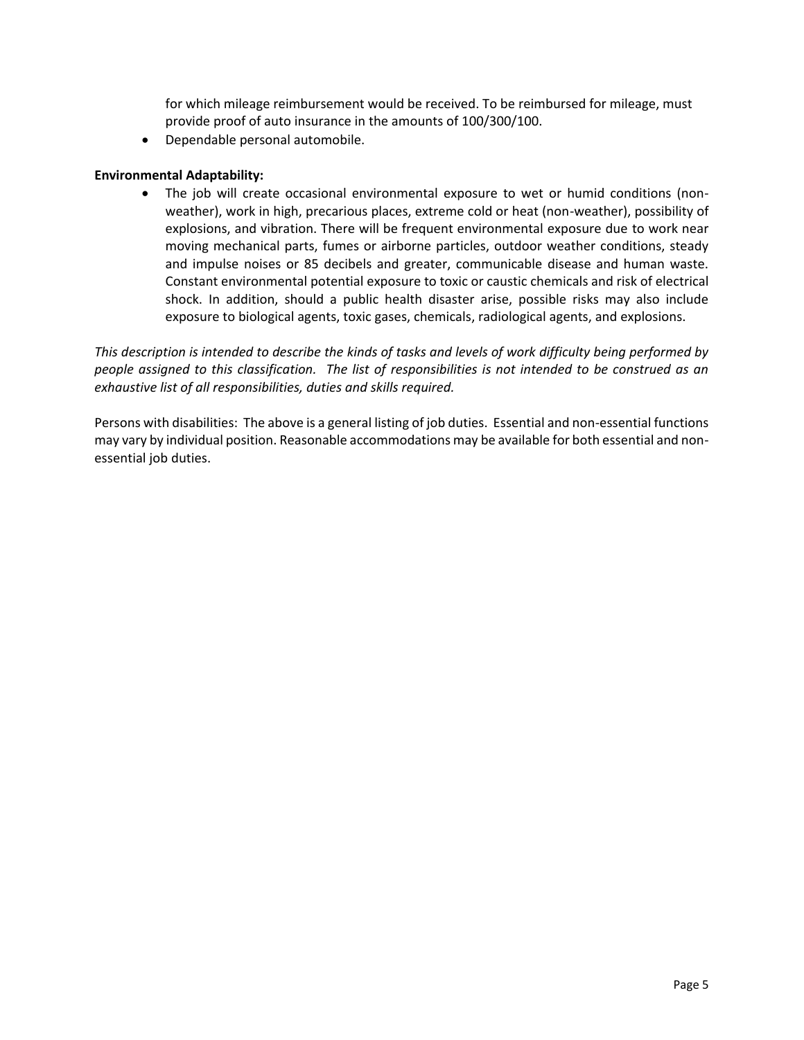for which mileage reimbursement would be received. To be reimbursed for mileage, must provide proof of auto insurance in the amounts of 100/300/100.

- Dependable personal automobile.

**Environmental Adaptability:**

- The job will create occasional environmental exposure to wet or humid conditions (non-weather), work in high, precarious places, extreme cold or heat (non-weather), possibility of explosions, and vibration. There will be frequent environmental exposure due to work near moving mechanical parts, fumes or airborne particles, outdoor weather conditions, steady and impulse noises or 85 decibels and greater, communicable disease and human waste. Constant environmental potential exposure to toxic or caustic chemicals and risk of electrical shock. In addition, should a public health disaster arise, possible risks may also include exposure to biological agents, toxic gases, chemicals, radiological agents, and explosions.

*This description is intended to describe the kinds of tasks and levels of work difficulty being performed by people assigned to this classification. The list of responsibilities is not intended to be construed as an exhaustive list of all responsibilities, duties and skills required.*

Persons with disabilities: The above is a general listing of job duties. Essential and non-essential functions may vary by individual position. Reasonable accommodations may be available for both essential and non-essential job duties.